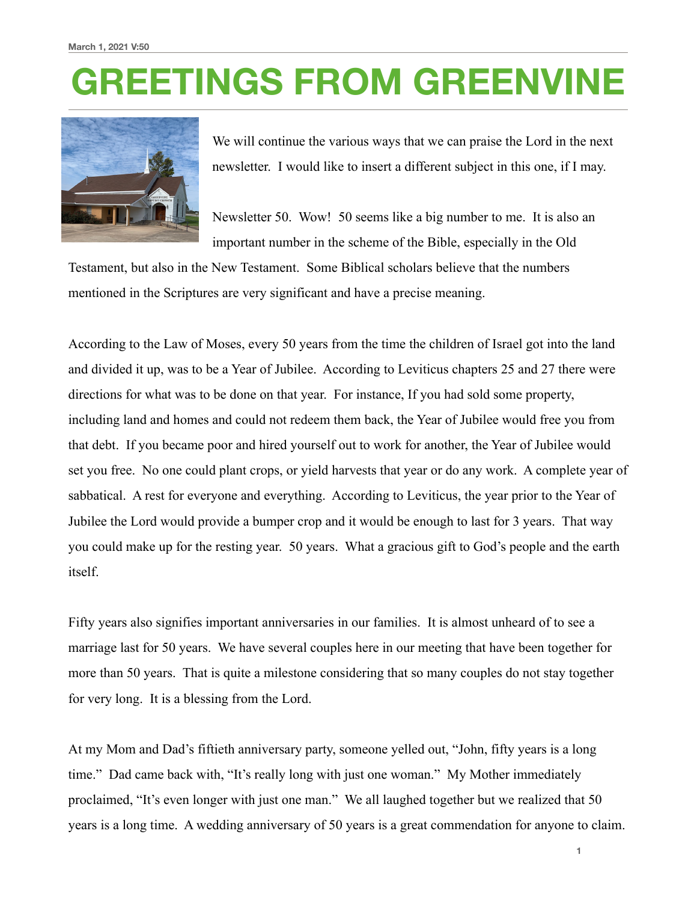March 1, 2021 V:50

# GREETINGS FROM GREENVINE

We will continue the various ways that we can praise the Lord in the next newsletter. I would like to insert a different subject in this one, if I may.

Newsletter 50. Wow! 50 seems like a big number to me. It is also an important number in the scheme of the Bible, especially in the Old Testament, but also in the New Testament. Some Biblical scholars believe that the numbers mentioned in the Scriptures are very significant and have a precise meaning.

According to the Law of Moses, every 50 years from the time the children of Israel got into the land and divided it up, was to be a Year of Jubilee. According to Leviticus chapters 25 and 27 there were directions for what was to be done on that year. For instance, If you had sold some property, including land and homes and could not redeem them back, the Year of Jubilee would free you from that debt. If you became poor and hired yourself out to work for another, the Year of Jubilee would set you free. No one could plant crops, or yield harvests that year or do any work. A complete year of sabbatical. A rest for everyone and everything. According to Leviticus, the year prior to the Year of Jubilee the Lord would provide a bumper crop and it would be enough to last for 3 years. That way you could make up for the resting year. 50 years. What a gracious gift to God's people and the earth itself.

Fifty years also signifies important anniversaries in our families. It is almost unheard of to see a marriage last for 50 years. We have several couples here in our meeting that have been together for more than 50 years. That is quite a milestone considering that so many couples do not stay together for very long. It is a blessing from the Lord.

At my Mom and Dad's fiftieth anniversary party, someone yelled out, "John, fifty years is a long time." Dad came back with, "It's really long with just one woman." My Mother immediately proclaimed, "It's even longer with just one man." We all laughed together but we realized that 50 years is a long time. A wedding anniversary of 50 years is a great commendation for anyone to claim.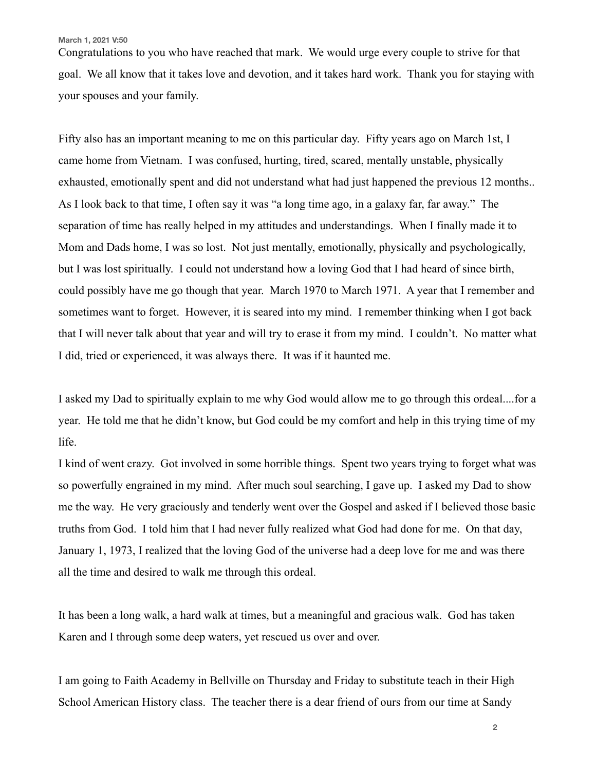Congratulations to you who have reached that mark. We would urge every couple to strive for that goal. We all know that it takes love and devotion, and it takes hard work. Thank you for staying with your spouses and your family.

Fifty also has an important meaning to me on this particular day. Fifty years ago on March 1st, I came home from Vietnam. I was confused, hurting, tired, scared, mentally unstable, physically exhausted, emotionally spent and did not understand what had just happened the previous 12 months.. As I look back to that time, I often say it was "a long time ago, in a galaxy far, far away." The separation of time has really helped in my attitudes and understandings. When I finally made it to Mom and Dads home, I was so lost. Not just mentally, emotionally, physically and psychologically, but I was lost spiritually. I could not understand how a loving God that I had heard of since birth, could possibly have me go though that year. March 1970 to March 1971. A year that I remember and sometimes want to forget. However, it is seared into my mind. I remember thinking when I got back that I will never talk about that year and will try to erase it from my mind. I couldn't. No matter what I did, tried or experienced, it was always there. It was if it haunted me.

I asked my Dad to spiritually explain to me why God would allow me to go through this ordeal....for a year. He told me that he didn't know, but God could be my comfort and help in this trying time of my life.

I kind of went crazy. Got involved in some horrible things. Spent two years trying to forget what was so powerfully engrained in my mind. After much soul searching, I gave up. I asked my Dad to show me the way. He very graciously and tenderly went over the Gospel and asked if I believed those basic truths from God. I told him that I had never fully realized what God had done for me. On that day, January 1, 1973, I realized that the loving God of the universe had a deep love for me and was there all the time and desired to walk me through this ordeal.

It has been a long walk, a hard walk at times, but a meaningful and gracious walk. God has taken Karen and I through some deep waters, yet rescued us over and over.

I am going to Faith Academy in Bellville on Thursday and Friday to substitute teach in their High School American History class. The teacher there is a dear friend of ours from our time at Sandy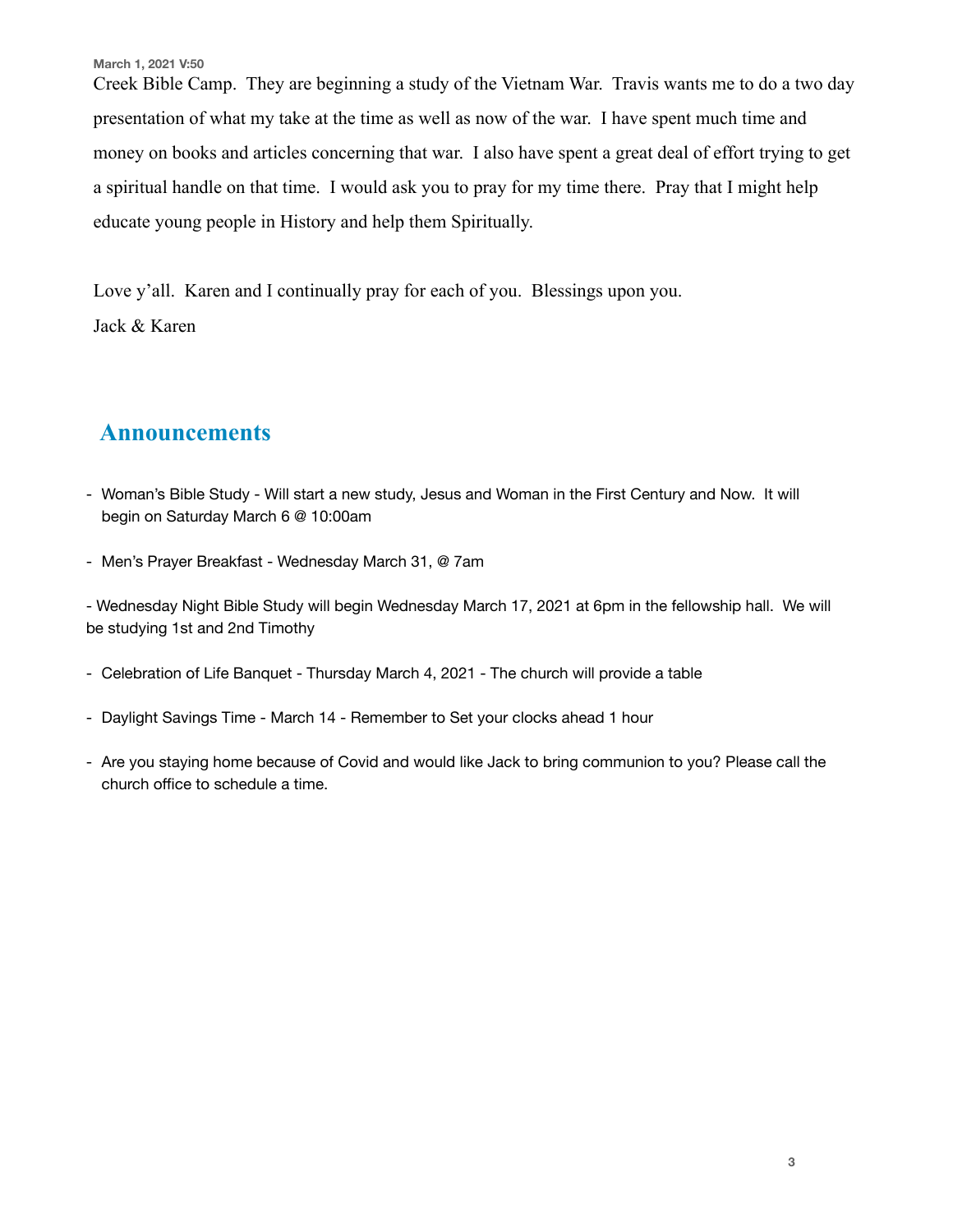Creek Bible Camp. They are beginning a study of the Vietnam War. Travis wants me to do a two day presentation of what my take at the time as well as now of the war. I have spent much time and money on books and articles concerning that war. I also have spent a great deal of effort trying to get a spiritual handle on that time. I would ask you to pray for my time there. Pray that I might help educate young people in History and help them Spiritually.

Love y'all. Karen and I continually pray for each of you. Blessings upon you.
Jack & Karen

## Announcements

- Woman's Bible Study - Will start a new study, Jesus and Woman in the First Century and Now. It will begin on Saturday March 6 @ 10:00am

- Men's Prayer Breakfast - Wednesday March 31, @ 7am

- Wednesday Night Bible Study will begin Wednesday March 17, 2021 at 6pm in the fellowship hall. We will be studying 1st and 2nd Timothy

- Celebration of Life Banquet - Thursday March 4, 2021 - The church will provide a table

- Daylight Savings Time - March 14 - Remember to Set your clocks ahead 1 hour

- Are you staying home because of Covid and would like Jack to bring communion to you? Please call the church office to schedule a time.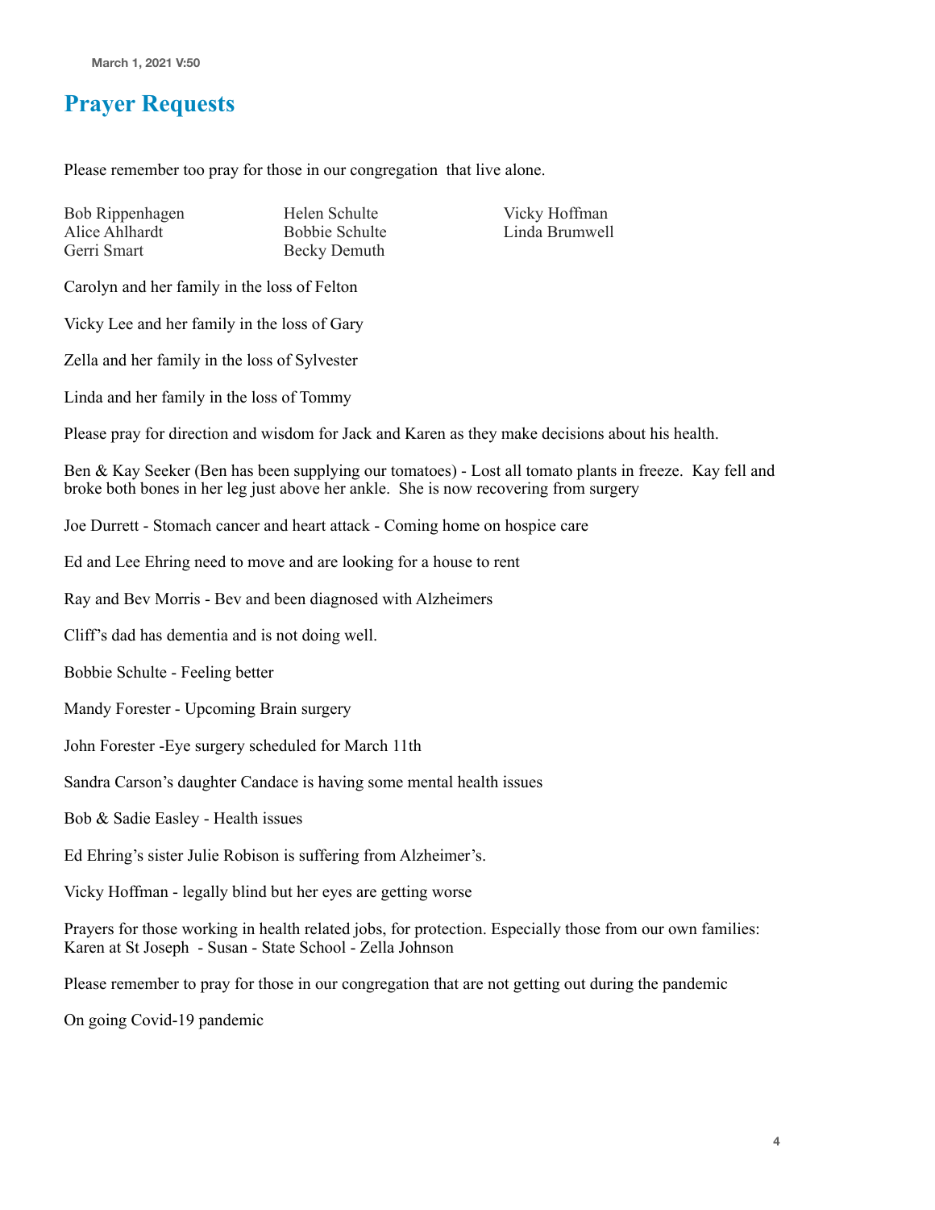# Prayer Requests

Please remember too pray for those in our congregation  that live alone.

Bob Rippenhagen
Alice Ahlhardt
Gerri Smart
Helen Schulte
Bobbie Schulte
Becky Demuth
Vicky Hoffman
Linda Brumwell

Carolyn and her family in the loss of Felton

Vicky Lee and her family in the loss of Gary

Zella and her family in the loss of Sylvester

Linda and her family in the loss of Tommy

Please pray for direction and wisdom for Jack and Karen as they make decisions about his health.

Ben & Kay Seeker (Ben has been supplying our tomatoes) - Lost all tomato plants in freeze.  Kay fell and broke both bones in her leg just above her ankle.  She is now recovering from surgery

Joe Durrett - Stomach cancer and heart attack - Coming home on hospice care

Ed and Lee Ehring need to move and are looking for a house to rent

Ray and Bev Morris - Bev and been diagnosed with Alzheimers

Cliff's dad has dementia and is not doing well.

Bobbie Schulte - Feeling better

Mandy Forester - Upcoming Brain surgery

John Forester -Eye surgery scheduled for March 11th

Sandra Carson's daughter Candace is having some mental health issues

Bob & Sadie Easley - Health issues

Ed Ehring's sister Julie Robison is suffering from Alzheimer's.

Vicky Hoffman - legally blind but her eyes are getting worse

Prayers for those working in health related jobs, for protection. Especially those from our own families: Karen at St Joseph  - Susan - State School - Zella Johnson

Please remember to pray for those in our congregation that are not getting out during the pandemic

On going Covid-19 pandemic